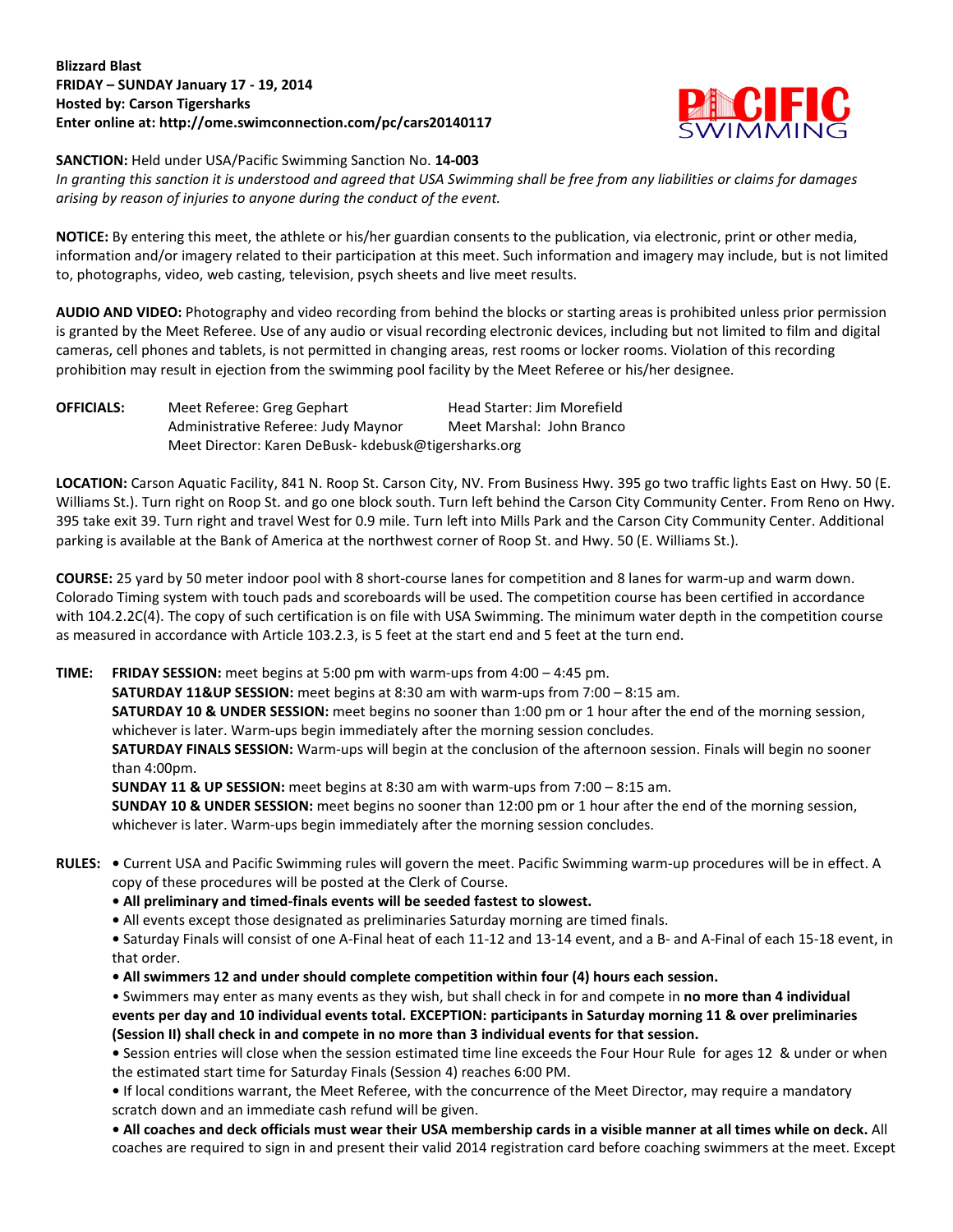**Blizzard Blast**
**FRIDAY – SUNDAY January 17 - 19, 2014**
**Hosted by: Carson Tigersharks**
**Enter online at: http://ome.swimconnection.com/pc/cars20140117**

**SANCTION:** Held under USA/Pacific Swimming Sanction No. **14-003**
*In granting this sanction it is understood and agreed that USA Swimming shall be free from any liabilities or claims for damages arising by reason of injuries to anyone during the conduct of the event.*

**NOTICE:** By entering this meet, the athlete or his/her guardian consents to the publication, via electronic, print or other media, information and/or imagery related to their participation at this meet. Such information and imagery may include, but is not limited to, photographs, video, web casting, television, psych sheets and live meet results.

**AUDIO AND VIDEO:** Photography and video recording from behind the blocks or starting areas is prohibited unless prior permission is granted by the Meet Referee. Use of any audio or visual recording electronic devices, including but not limited to film and digital cameras, cell phones and tablets, is not permitted in changing areas, rest rooms or locker rooms. Violation of this recording prohibition may result in ejection from the swimming pool facility by the Meet Referee or his/her designee.

**OFFICIALS:**
Meet Referee: Greg Gephart — Head Starter: Jim Morefield
Administrative Referee: Judy Maynor — Meet Marshal: John Branco
Meet Director: Karen DeBusk- kdebusk@tigersharks.org

**LOCATION:** Carson Aquatic Facility, 841 N. Roop St. Carson City, NV. From Business Hwy. 395 go two traffic lights East on Hwy. 50 (E. Williams St.). Turn right on Roop St. and go one block south. Turn left behind the Carson City Community Center. From Reno on Hwy. 395 take exit 39. Turn right and travel West for 0.9 mile. Turn left into Mills Park and the Carson City Community Center. Additional parking is available at the Bank of America at the northwest corner of Roop St. and Hwy. 50 (E. Williams St.).

**COURSE:** 25 yard by 50 meter indoor pool with 8 short-course lanes for competition and 8 lanes for warm-up and warm down. Colorado Timing system with touch pads and scoreboards will be used. The competition course has been certified in accordance with 104.2.2C(4). The copy of such certification is on file with USA Swimming. The minimum water depth in the competition course as measured in accordance with Article 103.2.3, is 5 feet at the start end and 5 feet at the turn end.

**TIME:**
**FRIDAY SESSION:** meet begins at 5:00 pm with warm-ups from 4:00 – 4:45 pm.
**SATURDAY 11&UP SESSION:** meet begins at 8:30 am with warm-ups from 7:00 – 8:15 am.
**SATURDAY 10 & UNDER SESSION:** meet begins no sooner than 1:00 pm or 1 hour after the end of the morning session, whichever is later. Warm-ups begin immediately after the morning session concludes.
**SATURDAY FINALS SESSION:** Warm-ups will begin at the conclusion of the afternoon session. Finals will begin no sooner than 4:00pm.
**SUNDAY 11 & UP SESSION:** meet begins at 8:30 am with warm-ups from 7:00 – 8:15 am.
**SUNDAY 10 & UNDER SESSION:** meet begins no sooner than 12:00 pm or 1 hour after the end of the morning session, whichever is later. Warm-ups begin immediately after the morning session concludes.

**RULES:**
- Current USA and Pacific Swimming rules will govern the meet. Pacific Swimming warm-up procedures will be in effect. A copy of these procedures will be posted at the Clerk of Course.
- **All preliminary and timed-finals events will be seeded fastest to slowest.**
- All events except those designated as preliminaries Saturday morning are timed finals.
- Saturday Finals will consist of one A-Final heat of each 11-12 and 13-14 event, and a B- and A-Final of each 15-18 event, in that order.
- **All swimmers 12 and under should complete competition within four (4) hours each session.**
- Swimmers may enter as many events as they wish, but shall check in for and compete in **no more than 4 individual events per day and 10 individual events total. EXCEPTION: participants in Saturday morning 11 & over preliminaries (Session II) shall check in and compete in no more than 3 individual events for that session.**
- Session entries will close when the session estimated time line exceeds the Four Hour Rule for ages 12 & under or when the estimated start time for Saturday Finals (Session 4) reaches 6:00 PM.
- If local conditions warrant, the Meet Referee, with the concurrence of the Meet Director, may require a mandatory scratch down and an immediate cash refund will be given.
- **All coaches and deck officials must wear their USA membership cards in a visible manner at all times while on deck.** All coaches are required to sign in and present their valid 2014 registration card before coaching swimmers at the meet. Except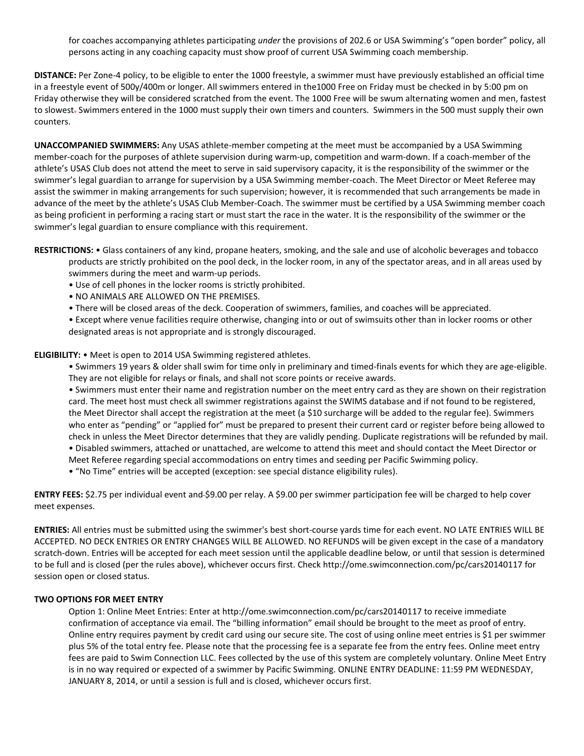for coaches accompanying athletes participating *under* the provisions of 202.6 or USA Swimming's "open border" policy, all persons acting in any coaching capacity must show proof of current USA Swimming coach membership.

**DISTANCE:** Per Zone-4 policy, to be eligible to enter the 1000 freestyle, a swimmer must have previously established an official time in a freestyle event of 500y/400m or longer. All swimmers entered in the1000 Free on Friday must be checked in by 5:00 pm on Friday otherwise they will be considered scratched from the event. The 1000 Free will be swum alternating women and men, fastest to slowest. Swimmers entered in the 1000 must supply their own timers and counters. Swimmers in the 500 must supply their own counters.

**UNACCOMPANIED SWIMMERS:** Any USAS athlete-member competing at the meet must be accompanied by a USA Swimming member-coach for the purposes of athlete supervision during warm-up, competition and warm-down. If a coach-member of the athlete's USAS Club does not attend the meet to serve in said supervisory capacity, it is the responsibility of the swimmer or the swimmer's legal guardian to arrange for supervision by a USA Swimming member-coach. The Meet Director or Meet Referee may assist the swimmer in making arrangements for such supervision; however, it is recommended that such arrangements be made in advance of the meet by the athlete's USAS Club Member-Coach. The swimmer must be certified by a USA Swimming member coach as being proficient in performing a racing start or must start the race in the water. It is the responsibility of the swimmer or the swimmer's legal guardian to ensure compliance with this requirement.

**RESTRICTIONS:**
- Glass containers of any kind, propane heaters, smoking, and the sale and use of alcoholic beverages and tobacco products are strictly prohibited on the pool deck, in the locker room, in any of the spectator areas, and in all areas used by swimmers during the meet and warm-up periods.
- Use of cell phones in the locker rooms is strictly prohibited.
- NO ANIMALS ARE ALLOWED ON THE PREMISES.
- There will be closed areas of the deck. Cooperation of swimmers, families, and coaches will be appreciated.
- Except where venue facilities require otherwise, changing into or out of swimsuits other than in locker rooms or other designated areas is not appropriate and is strongly discouraged.

**ELIGIBILITY:**
- Meet is open to 2014 USA Swimming registered athletes.
- Swimmers 19 years & older shall swim for time only in preliminary and timed-finals events for which they are age-eligible. They are not eligible for relays or finals, and shall not score points or receive awards.
- Swimmers must enter their name and registration number on the meet entry card as they are shown on their registration card. The meet host must check all swimmer registrations against the SWIMS database and if not found to be registered, the Meet Director shall accept the registration at the meet (a $10 surcharge will be added to the regular fee). Swimmers who enter as "pending" or "applied for" must be prepared to present their current card or register before being allowed to check in unless the Meet Director determines that they are validly pending. Duplicate registrations will be refunded by mail.
- Disabled swimmers, attached or unattached, are welcome to attend this meet and should contact the Meet Director or Meet Referee regarding special accommodations on entry times and seeding per Pacific Swimming policy.
- "No Time" entries will be accepted (exception: see special distance eligibility rules).

**ENTRY FEES:** $2.75 per individual event and $9.00 per relay. A $9.00 per swimmer participation fee will be charged to help cover meet expenses.

**ENTRIES:** All entries must be submitted using the swimmer's best short-course yards time for each event. NO LATE ENTRIES WILL BE ACCEPTED. NO DECK ENTRIES OR ENTRY CHANGES WILL BE ALLOWED. NO REFUNDS will be given except in the case of a mandatory scratch-down. Entries will be accepted for each meet session until the applicable deadline below, or until that session is determined to be full and is closed (per the rules above), whichever occurs first. Check http://ome.swimconnection.com/pc/cars20140117 for session open or closed status.

**TWO OPTIONS FOR MEET ENTRY**

Option 1: Online Meet Entries: Enter at http://ome.swimconnection.com/pc/cars20140117 to receive immediate confirmation of acceptance via email. The "billing information" email should be brought to the meet as proof of entry. Online entry requires payment by credit card using our secure site. The cost of using online meet entries is $1 per swimmer plus 5% of the total entry fee. Please note that the processing fee is a separate fee from the entry fees. Online meet entry fees are paid to Swim Connection LLC. Fees collected by the use of this system are completely voluntary. Online Meet Entry is in no way required or expected of a swimmer by Pacific Swimming. ONLINE ENTRY DEADLINE: 11:59 PM WEDNESDAY, JANUARY 8, 2014, or until a session is full and is closed, whichever occurs first.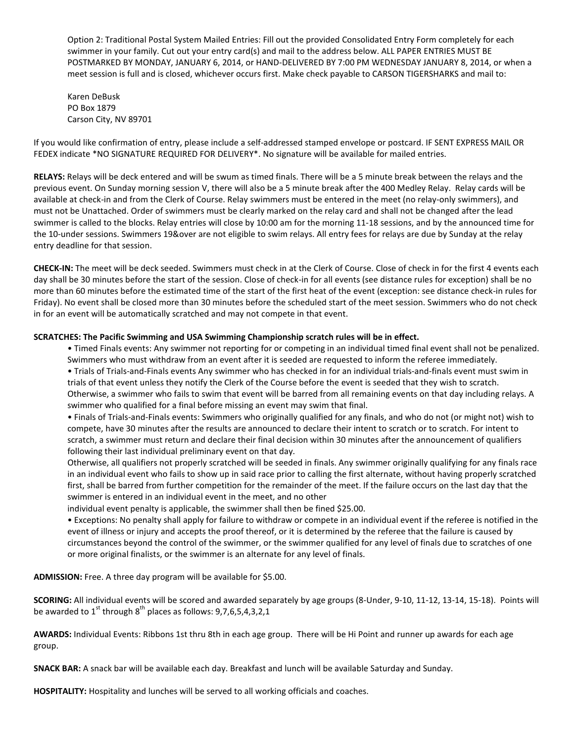Option 2: Traditional Postal System Mailed Entries: Fill out the provided Consolidated Entry Form completely for each swimmer in your family. Cut out your entry card(s) and mail to the address below. ALL PAPER ENTRIES MUST BE POSTMARKED BY MONDAY, JANUARY 6, 2014, or HAND-DELIVERED BY 7:00 PM WEDNESDAY JANUARY 8, 2014, or when a meet session is full and is closed, whichever occurs first. Make check payable to CARSON TIGERSHARKS and mail to:

Karen DeBusk
PO Box 1879
Carson City, NV 89701

If you would like confirmation of entry, please include a self-addressed stamped envelope or postcard. IF SENT EXPRESS MAIL OR FEDEX indicate *NO SIGNATURE REQUIRED FOR DELIVERY*. No signature will be available for mailed entries.

**RELAYS:** Relays will be deck entered and will be swum as timed finals. There will be a 5 minute break between the relays and the previous event. On Sunday morning session V, there will also be a 5 minute break after the 400 Medley Relay. Relay cards will be available at check-in and from the Clerk of Course. Relay swimmers must be entered in the meet (no relay-only swimmers), and must not be Unattached. Order of swimmers must be clearly marked on the relay card and shall not be changed after the lead swimmer is called to the blocks. Relay entries will close by 10:00 am for the morning 11-18 sessions, and by the announced time for the 10-under sessions. Swimmers 19&over are not eligible to swim relays. All entry fees for relays are due by Sunday at the relay entry deadline for that session.

**CHECK-IN:** The meet will be deck seeded. Swimmers must check in at the Clerk of Course. Close of check in for the first 4 events each day shall be 30 minutes before the start of the session. Close of check-in for all events (see distance rules for exception) shall be no more than 60 minutes before the estimated time of the start of the first heat of the event (exception: see distance check-in rules for Friday). No event shall be closed more than 30 minutes before the scheduled start of the meet session. Swimmers who do not check in for an event will be automatically scratched and may not compete in that event.

**SCRATCHES: The Pacific Swimming and USA Swimming Championship scratch rules will be in effect.**

- Timed Finals events: Any swimmer not reporting for or competing in an individual timed final event shall not be penalized. Swimmers who must withdraw from an event after it is seeded are requested to inform the referee immediately.
- Trials of Trials-and-Finals events Any swimmer who has checked in for an individual trials-and-finals event must swim in trials of that event unless they notify the Clerk of the Course before the event is seeded that they wish to scratch. Otherwise, a swimmer who fails to swim that event will be barred from all remaining events on that day including relays. A swimmer who qualified for a final before missing an event may swim that final.
- Finals of Trials-and-Finals events: Swimmers who originally qualified for any finals, and who do not (or might not) wish to compete, have 30 minutes after the results are announced to declare their intent to scratch or to scratch. For intent to scratch, a swimmer must return and declare their final decision within 30 minutes after the announcement of qualifiers following their last individual preliminary event on that day.

  Otherwise, all qualifiers not properly scratched will be seeded in finals. Any swimmer originally qualifying for any finals race in an individual event who fails to show up in said race prior to calling the first alternate, without having properly scratched first, shall be barred from further competition for the remainder of the meet. If the failure occurs on the last day that the swimmer is entered in an individual event in the meet, and no other individual event penalty is applicable, the swimmer shall then be fined $25.00.
- Exceptions: No penalty shall apply for failure to withdraw or compete in an individual event if the referee is notified in the event of illness or injury and accepts the proof thereof, or it is determined by the referee that the failure is caused by circumstances beyond the control of the swimmer, or the swimmer qualified for any level of finals due to scratches of one or more original finalists, or the swimmer is an alternate for any level of finals.

**ADMISSION:** Free. A three day program will be available for $5.00.

**SCORING:** All individual events will be scored and awarded separately by age groups (8-Under, 9-10, 11-12, 13-14, 15-18). Points will be awarded to 1st through 8th places as follows: 9,7,6,5,4,3,2,1

**AWARDS:** Individual Events: Ribbons 1st thru 8th in each age group. There will be Hi Point and runner up awards for each age group.

**SNACK BAR:** A snack bar will be available each day. Breakfast and lunch will be available Saturday and Sunday.

**HOSPITALITY:** Hospitality and lunches will be served to all working officials and coaches.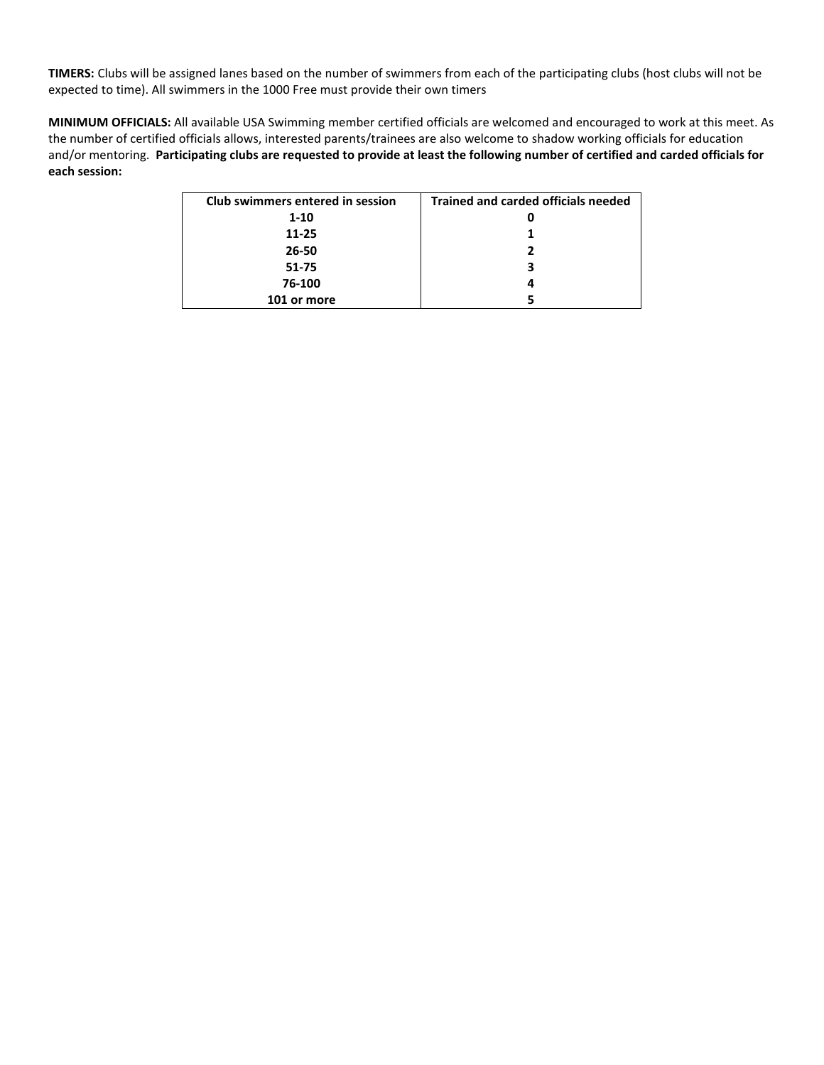**TIMERS:** Clubs will be assigned lanes based on the number of swimmers from each of the participating clubs (host clubs will not be expected to time). All swimmers in the 1000 Free must provide their own timers

**MINIMUM OFFICIALS:** All available USA Swimming member certified officials are welcomed and encouraged to work at this meet. As the number of certified officials allows, interested parents/trainees are also welcome to shadow working officials for education and/or mentoring. **Participating clubs are requested to provide at least the following number of certified and carded officials for each session:**

| Club swimmers entered in session | Trained and carded officials needed |
|---|---|
| 1-10 | 0 |
| 11-25 | 1 |
| 26-50 | 2 |
| 51-75 | 3 |
| 76-100 | 4 |
| 101 or more | 5 |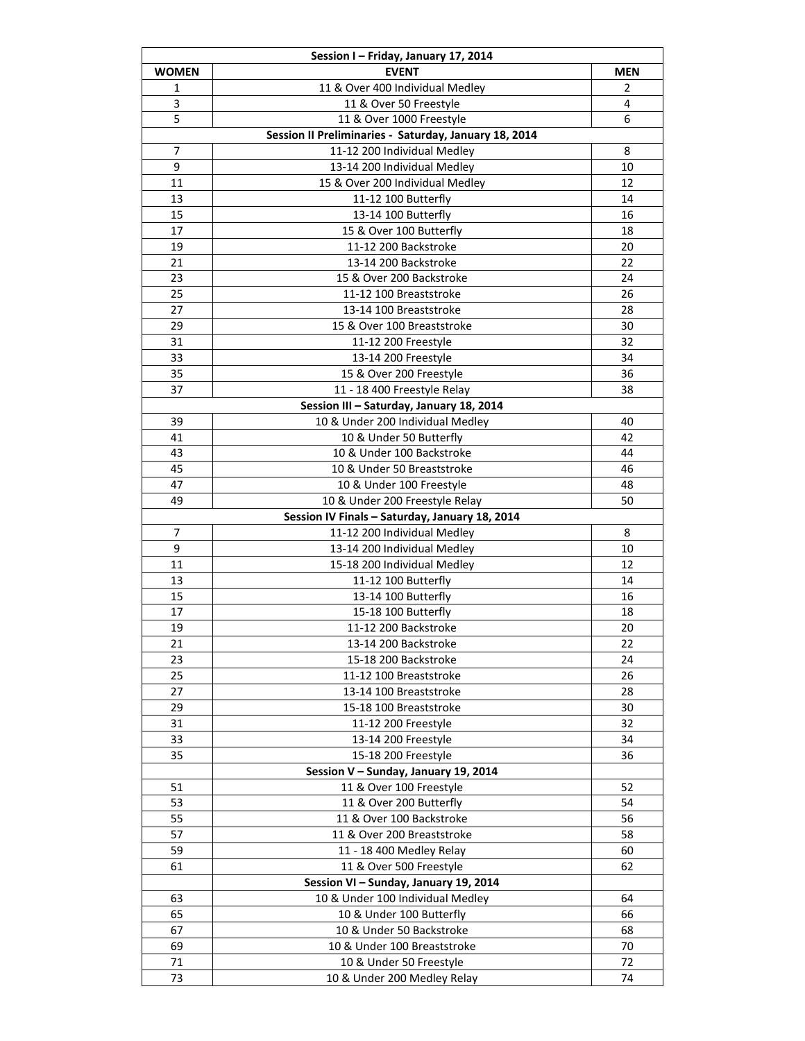| WOMEN | EVENT | MEN |
|---|---|---|
| **Session I – Friday, January 17, 2014** | | |
| 1 | 11 & Over 400 Individual Medley | 2 |
| 3 | 11 & Over 50 Freestyle | 4 |
| 5 | 11 & Over 1000 Freestyle | 6 |
| **Session II Preliminaries - Saturday, January 18, 2014** | | |
| 7 | 11-12 200 Individual Medley | 8 |
| 9 | 13-14 200 Individual Medley | 10 |
| 11 | 15 & Over 200 Individual Medley | 12 |
| 13 | 11-12 100 Butterfly | 14 |
| 15 | 13-14 100 Butterfly | 16 |
| 17 | 15 & Over 100 Butterfly | 18 |
| 19 | 11-12 200 Backstroke | 20 |
| 21 | 13-14 200 Backstroke | 22 |
| 23 | 15 & Over 200 Backstroke | 24 |
| 25 | 11-12 100 Breaststroke | 26 |
| 27 | 13-14 100 Breaststroke | 28 |
| 29 | 15 & Over 100 Breaststroke | 30 |
| 31 | 11-12 200 Freestyle | 32 |
| 33 | 13-14 200 Freestyle | 34 |
| 35 | 15 & Over 200 Freestyle | 36 |
| 37 | 11 - 18 400 Freestyle Relay | 38 |
| **Session III – Saturday, January 18, 2014** | | |
| 39 | 10 & Under 200 Individual Medley | 40 |
| 41 | 10 & Under 50 Butterfly | 42 |
| 43 | 10 & Under 100 Backstroke | 44 |
| 45 | 10 & Under 50 Breaststroke | 46 |
| 47 | 10 & Under 100 Freestyle | 48 |
| 49 | 10 & Under 200 Freestyle Relay | 50 |
| **Session IV Finals – Saturday, January 18, 2014** | | |
| 7 | 11-12 200 Individual Medley | 8 |
| 9 | 13-14 200 Individual Medley | 10 |
| 11 | 15-18 200 Individual Medley | 12 |
| 13 | 11-12 100 Butterfly | 14 |
| 15 | 13-14 100 Butterfly | 16 |
| 17 | 15-18 100 Butterfly | 18 |
| 19 | 11-12 200 Backstroke | 20 |
| 21 | 13-14 200 Backstroke | 22 |
| 23 | 15-18 200 Backstroke | 24 |
| 25 | 11-12 100 Breaststroke | 26 |
| 27 | 13-14 100 Breaststroke | 28 |
| 29 | 15-18 100 Breaststroke | 30 |
| 31 | 11-12 200 Freestyle | 32 |
| 33 | 13-14 200 Freestyle | 34 |
| 35 | 15-18 200 Freestyle | 36 |
| | **Session V – Sunday, January 19, 2014** | |
| 51 | 11 & Over 100 Freestyle | 52 |
| 53 | 11 & Over 200 Butterfly | 54 |
| 55 | 11 & Over 100 Backstroke | 56 |
| 57 | 11 & Over 200 Breaststroke | 58 |
| 59 | 11 - 18 400 Medley Relay | 60 |
| 61 | 11 & Over 500 Freestyle | 62 |
| | **Session VI – Sunday, January 19, 2014** | |
| 63 | 10 & Under 100 Individual Medley | 64 |
| 65 | 10 & Under 100 Butterfly | 66 |
| 67 | 10 & Under 50 Backstroke | 68 |
| 69 | 10 & Under 100 Breaststroke | 70 |
| 71 | 10 & Under 50 Freestyle | 72 |
| 73 | 10 & Under 200 Medley Relay | 74 |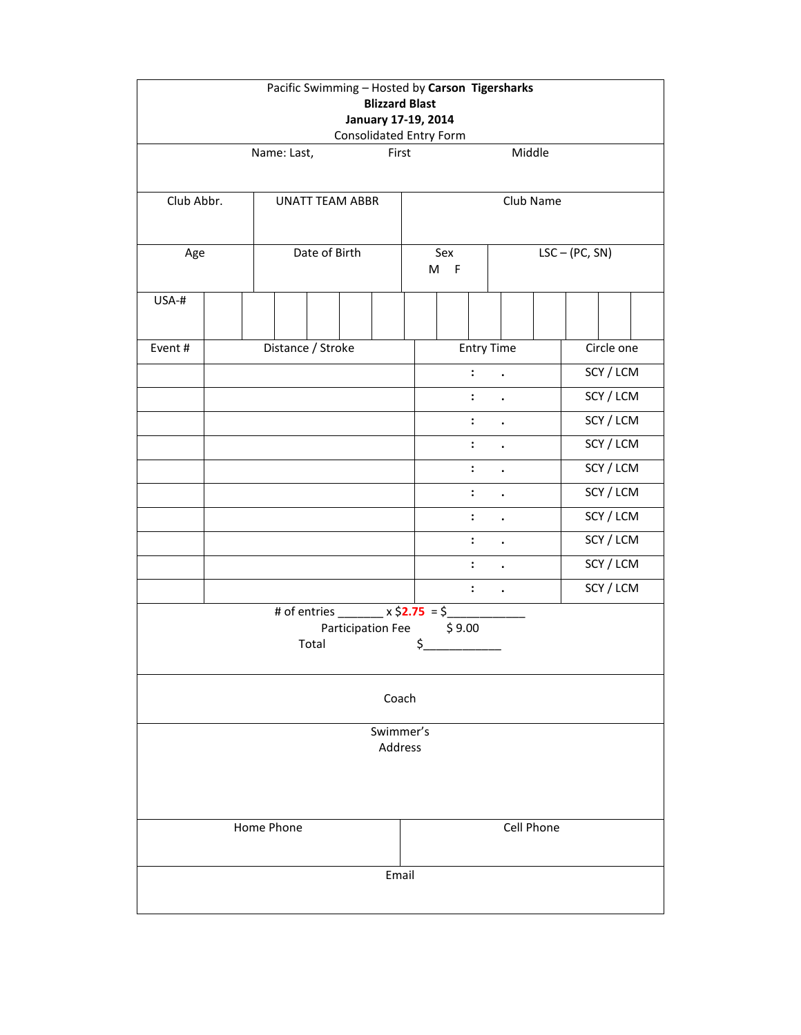Pacific Swimming – Hosted by **Carson Tigersharks**

**Blizzard Blast**

**January 17-19, 2014**

Consolidated Entry Form

| Name: Last, | First | Middle |
|---|---|---|
| | | |

| Club Abbr. | UNATT TEAM ABBR | Club Name |
|---|---|---|
| | | |

| Age | Date of Birth | Sex M F | LSC – (PC, SN) |
|---|---|---|---|
| | | | |

| USA-# | | | | | | | | | | | | | | |
|---|---|---|---|---|---|---|---|---|---|---|---|---|---|---|

| Event # | Distance / Stroke | Entry Time | Circle one |
|---|---|---|---|
| | | : . | SCY / LCM |
| | | : . | SCY / LCM |
| | | : . | SCY / LCM |
| | | : . | SCY / LCM |
| | | : . | SCY / LCM |
| | | : . | SCY / LCM |
| | | : . | SCY / LCM |
| | | : . | SCY / LCM |
| | | : . | SCY / LCM |
| | | : . | SCY / LCM |

# of entries _______ x $2.75 = $____________

Participation Fee $ 9.00

Total $____________

| Coach |
|---|
| |

| Swimmer's Address |
|---|
| |

| Home Phone | Cell Phone |
|---|---|
| | |

| Email |
|---|
| |